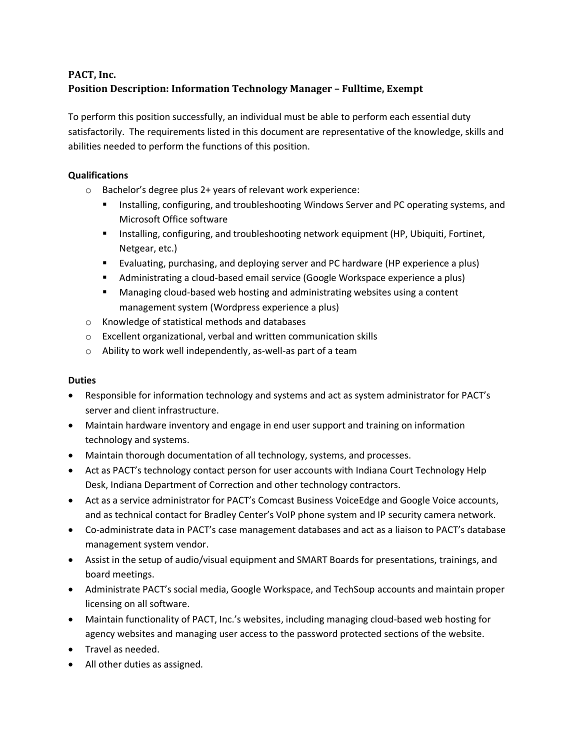**PACT, Inc.**
**Position Description: Information Technology Manager – Fulltime, Exempt**

To perform this position successfully, an individual must be able to perform each essential duty satisfactorily. The requirements listed in this document are representative of the knowledge, skills and abilities needed to perform the functions of this position.

**Qualifications**

- Bachelor's degree plus 2+ years of relevant work experience:
  - Installing, configuring, and troubleshooting Windows Server and PC operating systems, and Microsoft Office software
  - Installing, configuring, and troubleshooting network equipment (HP, Ubiquiti, Fortinet, Netgear, etc.)
  - Evaluating, purchasing, and deploying server and PC hardware (HP experience a plus)
  - Administrating a cloud-based email service (Google Workspace experience a plus)
  - Managing cloud-based web hosting and administrating websites using a content management system (Wordpress experience a plus)
- Knowledge of statistical methods and databases
- Excellent organizational, verbal and written communication skills
- Ability to work well independently, as-well-as part of a team

**Duties**

- Responsible for information technology and systems and act as system administrator for PACT's server and client infrastructure.
- Maintain hardware inventory and engage in end user support and training on information technology and systems.
- Maintain thorough documentation of all technology, systems, and processes.
- Act as PACT's technology contact person for user accounts with Indiana Court Technology Help Desk, Indiana Department of Correction and other technology contractors.
- Act as a service administrator for PACT's Comcast Business VoiceEdge and Google Voice accounts, and as technical contact for Bradley Center's VoIP phone system and IP security camera network.
- Co-administrate data in PACT's case management databases and act as a liaison to PACT's database management system vendor.
- Assist in the setup of audio/visual equipment and SMART Boards for presentations, trainings, and board meetings.
- Administrate PACT's social media, Google Workspace, and TechSoup accounts and maintain proper licensing on all software.
- Maintain functionality of PACT, Inc.'s websites, including managing cloud-based web hosting for agency websites and managing user access to the password protected sections of the website.
- Travel as needed.
- All other duties as assigned.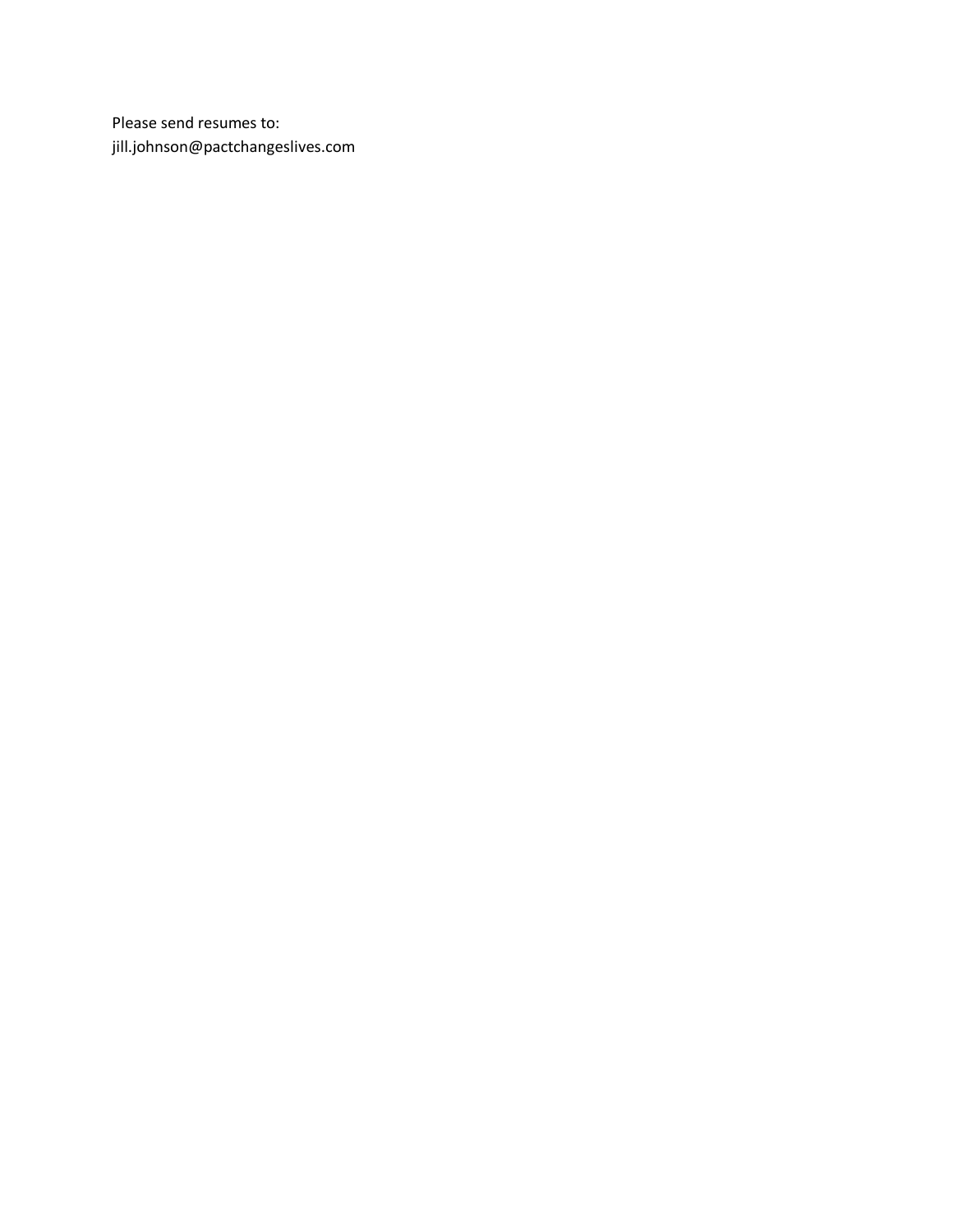Please send resumes to:
jill.johnson@pactchangeslives.com